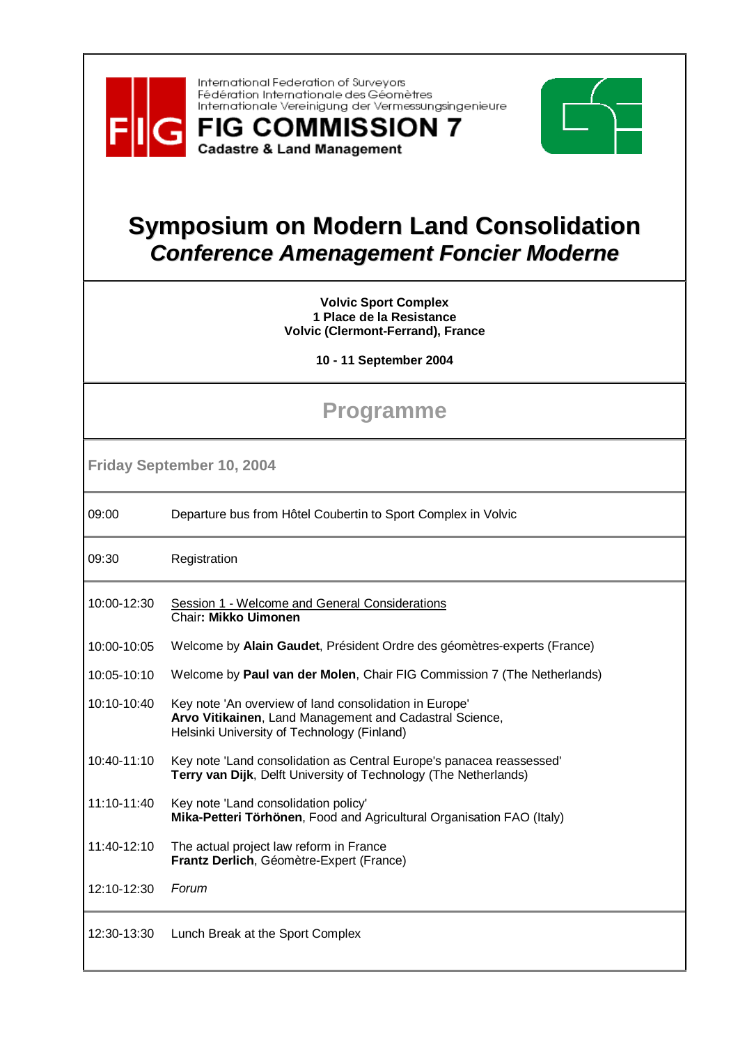International Federation of Surveyors
Fédération Internationale des Géomètres
Internationale Vereinigung der Vermessungsingenieure

**FIG COMMISSION 7**

**Cadastre & Land Management**

# Symposium on Modern Land Consolidation

## *Conference Amenagement Foncier Moderne*

**Volvic Sport Complex**
**1 Place de la Resistance**
**Volvic (Clermont-Ferrand), France**

**10 - 11 September 2004**

## Programme

### Friday September 10, 2004

| | |
|---|---|
| 09:00 | Departure bus from Hôtel Coubertin to Sport Complex in Volvic |
| 09:30 | Registration |
| 10:00-12:30 | Session 1 - Welcome and General Considerations<br>Chair**: Mikko Uimonen** |
| 10:00-10:05 | Welcome by **Alain Gaudet**, Président Ordre des géomètres-experts (France) |
| 10:05-10:10 | Welcome by **Paul van der Molen**, Chair FIG Commission 7 (The Netherlands) |
| 10:10-10:40 | Key note 'An overview of land consolidation in Europe'<br>**Arvo Vitikainen**, Land Management and Cadastral Science, Helsinki University of Technology (Finland) |
| 10:40-11:10 | Key note 'Land consolidation as Central Europe's panacea reassessed'<br>**Terry van Dijk**, Delft University of Technology (The Netherlands) |
| 11:10-11:40 | Key note 'Land consolidation policy'<br>**Mika-Petteri Törhönen**, Food and Agricultural Organisation FAO (Italy) |
| 11:40-12:10 | The actual project law reform in France<br>**Frantz Derlich**, Géomètre-Expert (France) |
| 12:10-12:30 | *Forum* |
| 12:30-13:30 | Lunch Break at the Sport Complex |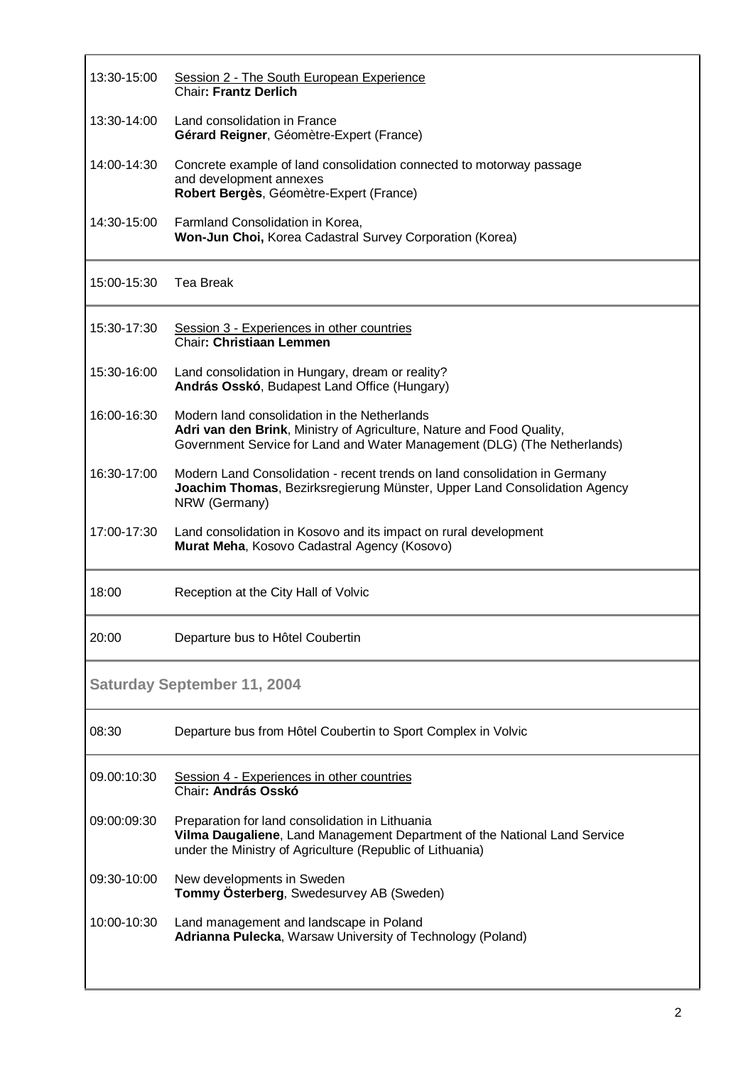| | |
|---|---|
| 13:30-15:00 | Session 2 - The South European Experience<br>Chair**: Frantz Derlich** |
| 13:30-14:00 | Land consolidation in France<br>**Gérard Reigner**, Géomètre-Expert (France) |
| 14:00-14:30 | Concrete example of land consolidation connected to motorway passage and development annexes<br>**Robert Bergès**, Géomètre-Expert (France) |
| 14:30-15:00 | Farmland Consolidation in Korea,<br>**Won-Jun Choi,** Korea Cadastral Survey Corporation (Korea) |
| 15:00-15:30 | Tea Break |
| 15:30-17:30 | Session 3 - Experiences in other countries<br>Chair**: Christiaan Lemmen** |
| 15:30-16:00 | Land consolidation in Hungary, dream or reality?<br>**András Osskó**, Budapest Land Office (Hungary) |
| 16:00-16:30 | Modern land consolidation in the Netherlands<br>**Adri van den Brink**, Ministry of Agriculture, Nature and Food Quality, Government Service for Land and Water Management (DLG) (The Netherlands) |
| 16:30-17:00 | Modern Land Consolidation - recent trends on land consolidation in Germany<br>**Joachim Thomas**, Bezirksregierung Münster, Upper Land Consolidation Agency NRW (Germany) |
| 17:00-17:30 | Land consolidation in Kosovo and its impact on rural development<br>**Murat Meha**, Kosovo Cadastral Agency (Kosovo) |
| 18:00 | Reception at the City Hall of Volvic |
| 20:00 | Departure bus to Hôtel Coubertin |

## Saturday September 11, 2004

| | |
|---|---|
| 08:30 | Departure bus from Hôtel Coubertin to Sport Complex in Volvic |
| 09.00:10:30 | Session 4 - Experiences in other countries<br>Chair**: András Osskó** |
| 09:00:09:30 | Preparation for land consolidation in Lithuania<br>**Vilma Daugaliene**, Land Management Department of the National Land Service under the Ministry of Agriculture (Republic of Lithuania) |
| 09:30-10:00 | New developments in Sweden<br>**Tommy Österberg**, Swedesurvey AB (Sweden) |
| 10:00-10:30 | Land management and landscape in Poland<br>**Adrianna Pulecka**, Warsaw University of Technology (Poland) |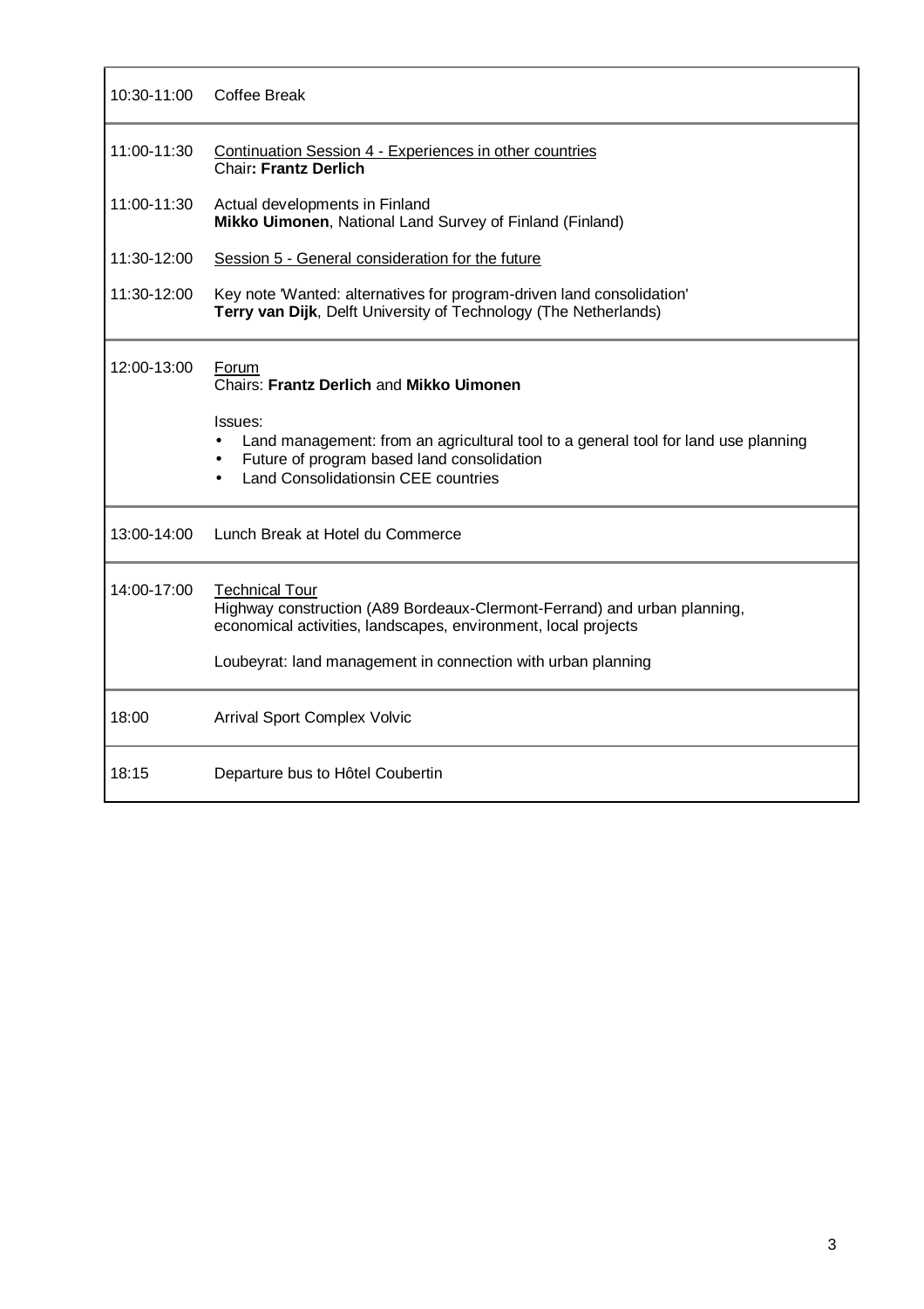| | |
|---|---|
| 10:30-11:00 | Coffee Break |
| 11:00-11:30 | Continuation Session 4 - Experiences in other countries<br>Chair: **Frantz Derlich** |
| 11:00-11:30 | Actual developments in Finland<br>**Mikko Uimonen**, National Land Survey of Finland (Finland) |
| 11:30-12:00 | Session 5 - General consideration for the future |
| 11:30-12:00 | Key note 'Wanted: alternatives for program-driven land consolidation'<br>**Terry van Dijk**, Delft University of Technology (The Netherlands) |
| 12:00-13:00 | Forum<br>Chairs: **Frantz Derlich** and **Mikko Uimonen**<br><br>Issues:<br>• Land management: from an agricultural tool to a general tool for land use planning<br>• Future of program based land consolidation<br>• Land Consolidationsin CEE countries |
| 13:00-14:00 | Lunch Break at Hotel du Commerce |
| 14:00-17:00 | Technical Tour<br>Highway construction (A89 Bordeaux-Clermont-Ferrand) and urban planning, economical activities, landscapes, environment, local projects<br><br>Loubeyrat: land management in connection with urban planning |
| 18:00 | Arrival Sport Complex Volvic |
| 18:15 | Departure bus to Hôtel Coubertin |